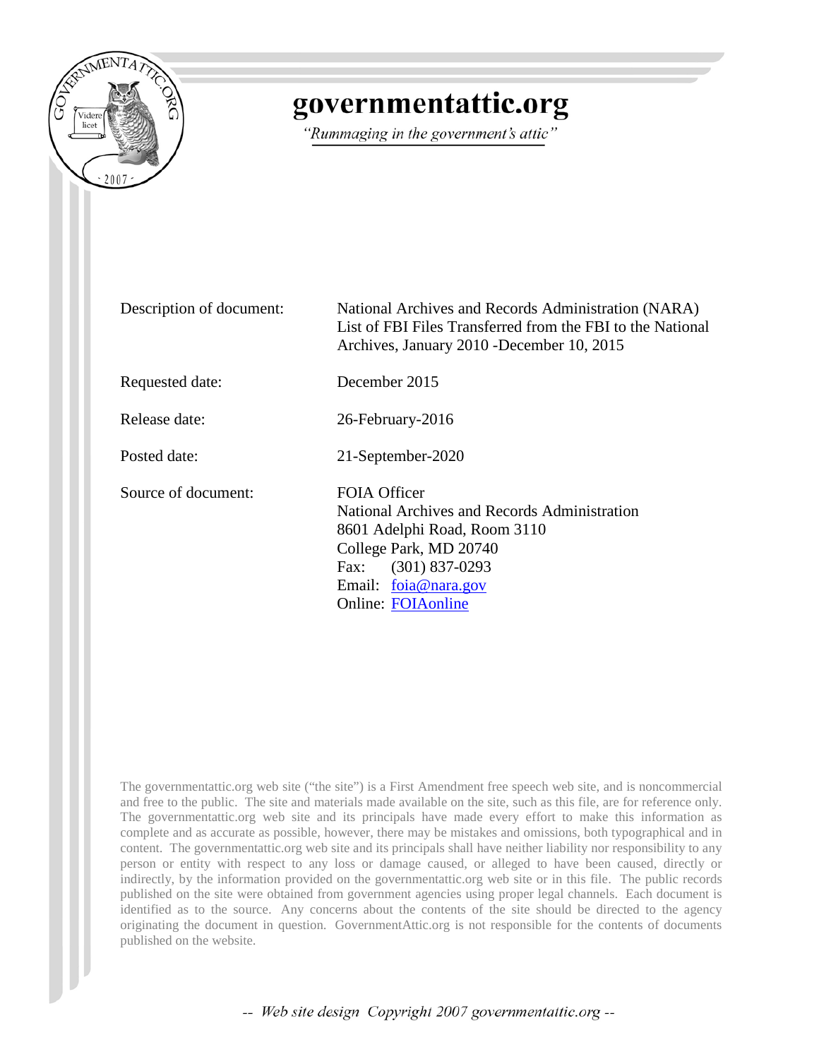# governmentattic.org

*"Rummaging in the government's attic"*

| | |
|---|---|
| Description of document: | National Archives and Records Administration (NARA) List of FBI Files Transferred from the FBI to the National Archives, January 2010 -December 10, 2015 |
| Requested date: | December 2015 |
| Release date: | 26-February-2016 |
| Posted date: | 21-September-2020 |
| Source of document: | FOIA Officer<br>National Archives and Records Administration<br>8601 Adelphi Road, Room 3110<br>College Park, MD 20740<br>Fax: (301) 837-0293<br>Email: foia@nara.gov<br>Online: FOIAonline |

The governmentattic.org web site ("the site") is a First Amendment free speech web site, and is noncommercial and free to the public. The site and materials made available on the site, such as this file, are for reference only. The governmentattic.org web site and its principals have made every effort to make this information as complete and as accurate as possible, however, there may be mistakes and omissions, both typographical and in content. The governmentattic.org web site and its principals shall have neither liability nor responsibility to any person or entity with respect to any loss or damage caused, or alleged to have been caused, directly or indirectly, by the information provided on the governmentattic.org web site or in this file. The public records published on the site were obtained from government agencies using proper legal channels. Each document is identified as to the source. Any concerns about the contents of the site should be directed to the agency originating the document in question. GovernmentAttic.org is not responsible for the contents of documents published on the website.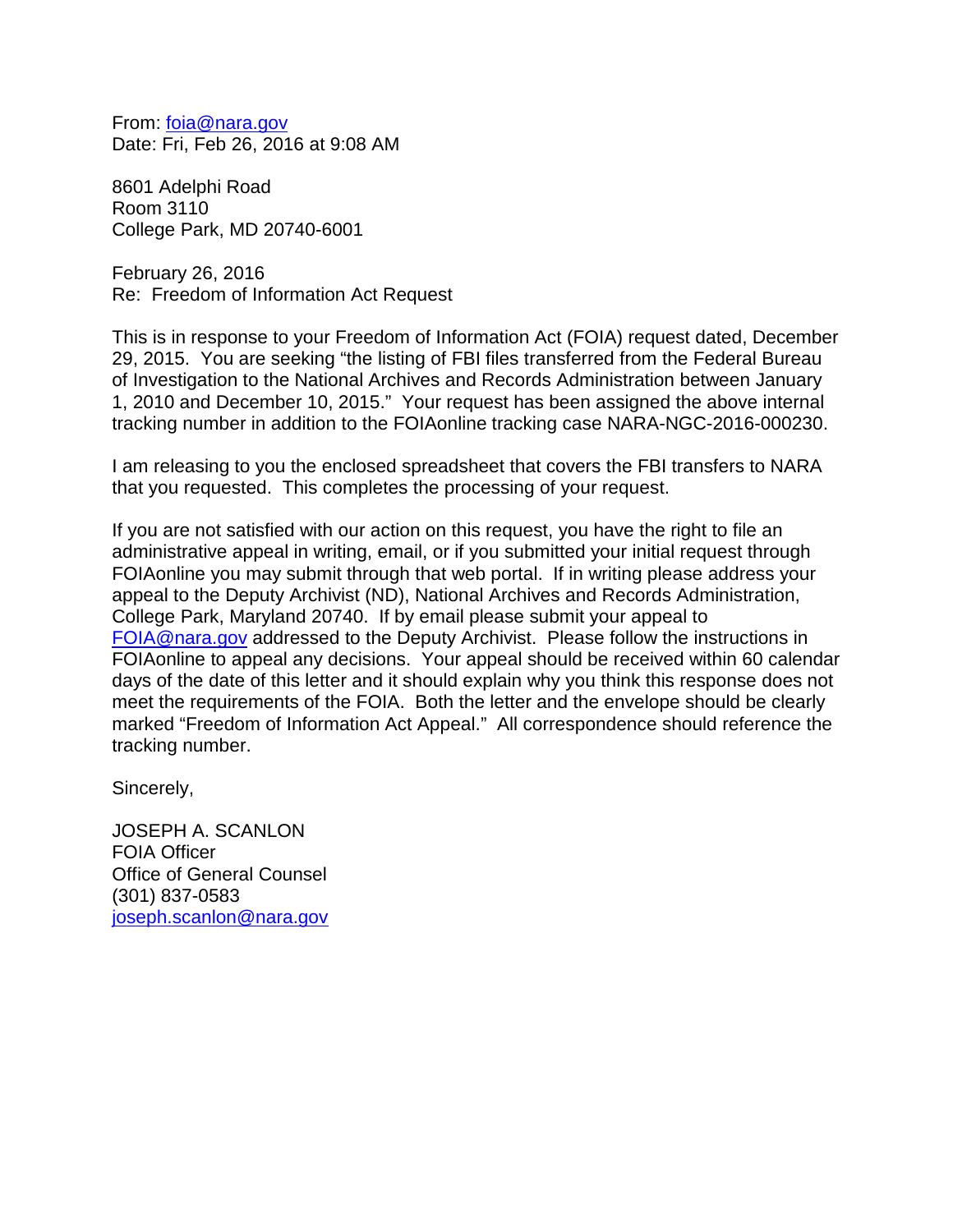From: foia@nara.gov
Date: Fri, Feb 26, 2016 at 9:08 AM

8601 Adelphi Road
Room 3110
College Park, MD 20740-6001

February 26, 2016
Re: Freedom of Information Act Request

This is in response to your Freedom of Information Act (FOIA) request dated, December 29, 2015. You are seeking "the listing of FBI files transferred from the Federal Bureau of Investigation to the National Archives and Records Administration between January 1, 2010 and December 10, 2015." Your request has been assigned the above internal tracking number in addition to the FOIAonline tracking case NARA-NGC-2016-000230.

I am releasing to you the enclosed spreadsheet that covers the FBI transfers to NARA that you requested. This completes the processing of your request.

If you are not satisfied with our action on this request, you have the right to file an administrative appeal in writing, email, or if you submitted your initial request through FOIAonline you may submit through that web portal. If in writing please address your appeal to the Deputy Archivist (ND), National Archives and Records Administration, College Park, Maryland 20740. If by email please submit your appeal to FOIA@nara.gov addressed to the Deputy Archivist. Please follow the instructions in FOIAonline to appeal any decisions. Your appeal should be received within 60 calendar days of the date of this letter and it should explain why you think this response does not meet the requirements of the FOIA. Both the letter and the envelope should be clearly marked "Freedom of Information Act Appeal." All correspondence should reference the tracking number.

Sincerely,

JOSEPH A. SCANLON
FOIA Officer
Office of General Counsel
(301) 837-0583
joseph.scanlon@nara.gov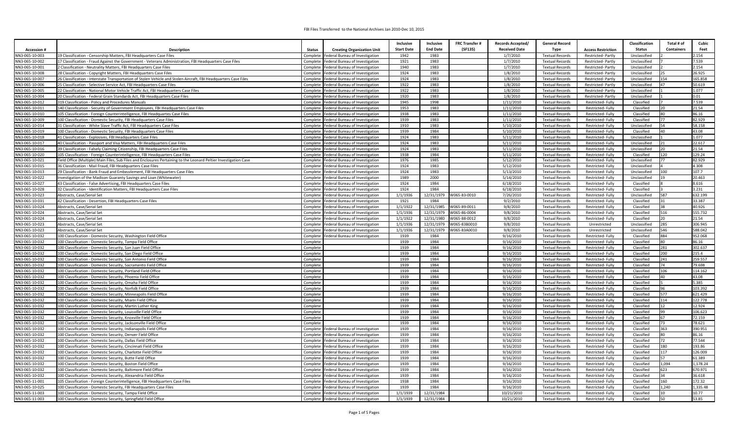FBI Files Transferred to the National Archives Jan 2010-Dec 10, 2015

| Accession # | Description | Status | Creating Organization Unit | Inclusive Start Date | Inclusive End Date | FRC Transfer # (SF135) | Records Accepted/ Received Date | General Record Type | Access Restriction | Classification Status | Total # of Containers | Cubic Feet |
|---|---|---|---|---|---|---|---|---|---|---|---|---|
| NN3-065-10-003 | 19 Classification - Censorship Matters, FBI Headquarters Case Files | Complete | Federal Bureau of Investigation | 1942 | 1983 | | 1/7/2010 | Textual Records | Restricted- Partly | Unclassified | 2 | 2.154 |
| NN3-065-10-002 | 17 Classification - Fraud Against the Government - Veterans Administration, FBI Headquarters Case Files | Complete | Federal Bureau of Investigation | 1921 | 1983 | | 1/7/2010 | Textual Records | Restricted- Partly | Unclassified | 7 | 7.539 |
| NN3-065-10-001 | 2 Classification - Neutrality Matters, FBI Headquarters Case Files | Complete | Federal Bureau of Investigation | 1940 | 1983 | | 1/7/2010 | Textual Records | Restricted- Partly | Unclassified | 2 | 2.154 |
| NN3-065-10-008 | 28 Classification - Copyright Matters, FBI Headquarters Case Files | Complete | Federal Bureau of Investigation | 1924 | 1983 | | 1/8/2010 | Textual Records | Restricted- Partly | Unclassified | 25 | 26.925 |
| NN3-065-10-007 | 26 Classification - Interstate Transportation of Stolen Vehicle and Stolen Aircraft, FBI Headquarters Case Files | Complete | Federal Bureau of Investigation | 1924 | 1983 | | 1/8/2010 | Textual Records | Restricted- Partly | Unclassified | 154 | 165.858 |
| NN3-065-10-006 | 25 Classification - Selective Service Act, FBI Headquarters Case Files | Complete | Federal Bureau of Investigation | 1922 | 1983 | | 1/8/2010 | Textual Records | Restricted- Partly | Unclassified | 47 | 50.619 |
| NN3-065-10-005 | 22 Classification - National Motor Vehicle Traffic Act, FBI Headquarters Case Files | Complete | Federal Bureau of Investigation | 1922 | 1983 | | 1/8/2010 | Textual Records | Restricted- Partly | Unclassified | 1 | 1.077 |
| NN3-065-10-004 | 20 Classification - Federal Grain Standards Act, FBI Headquarters Case Files | Complete | Federal Bureau of Investigation | 1920 | 1983 | | 1/8/2010 | Textual Records | Restricted- Partly | Unclassified | 1 | 0.01 |
| NN3-065-10-012 | 319 Classification - Policy and Procedures Manuals | Complete | Federal Bureau of Investigation | 1945 | 1998 | | 1/11/2010 | Textual Records | Restricted- Fully | Classified | 7 | 7.539 |
| NN3-065-10-011 | 140 Classification - Security of Government Employees, FBI Headquarters Case Files | Complete | Federal Bureau of Investigation | 1953 | 1983 | | 1/11/2010 | Textual Records | Restricted- Fully | Classified | 20 | 21.54 |
| NN3-065-10-010 | 105 Classification - Foreign Counterintelligence, FBI Headquartes Case Files | Complete | Federal Bureau of Investigation | 1938 | 1983 | | 1/11/2010 | Textual Records | Restricted- Fully | Classified | 80 | 86.16 |
| NN3-065-10-009 | 100 Classification - Domestic Security, FBI Headquarters Case Files | Complete | Federal Bureau of Investigation | 1939 | 1983 | | 1/11/2010 | Textual Records | Restricted- Fully | Classified | 77 | 82.929 |
| NN3-065-10-014 | 31 Classification - White Slave Traffic Act, FBI Headquarters Case Files | Complete | Federal Bureau of Investigation | 1910 | 1983 | | 5/10/2010 | Textual Records | Restricted- Fully | Unclassified | 54 | 58.158 |
| NN3-065-10-019 | 100 Classification - Domestic Security, FBI Headquarters Case Files | Complete | Federal Bureau of Investigation | 1939 | 1984 | | 5/10/2010 | Textual Records | Restricted- Fully | Classified | 40 | 43.08 |
| NN3-065-10-018 | 41 Classification - Explosives, FBI Headquarters Case Files | Complete | Federal Bureau of Investigation | 1924 | 1983 | | 5/11/2010 | Textual Records | Restricted- Fully | Unclassified | 1 | 1.077 |
| NN3-065-10-017 | 40 Classification - Passport and Visa Matters, FBI Headquarters Case Files | Complete | Federal Bureau of Investigation | 1924 | 1983 | | 5/11/2010 | Textual Records | Restricted- Fully | Unclassified | 21 | 22.617 |
| NN3-065-10-016 | 39 Classification - Falsely Claiming Citizenship, FBI Headquarters Case Files | Complete | Federal Bureau of Investigation | 1924 | 1983 | | 5/11/2010 | Textual Records | Restricted- Fully | Unclassified | 20 | 21.54 |
| NN3-065-10-020 | 105 Classification - Foreign Counterintelligence, FBI Headquarters Case Files | Complete | Federal Bureau of Investigation | 1938 | 1984 | | 5/11/2010 | Textual Records | Restricted- Fully | Classified | 120 | 129.24 |
| NN3-065-10-021 | Field Office (Multiple) Main Files, Sub Files and Enclosures Pertaining to the Leonard Peltier Investigation Case | Complete | Federal Bureau of Investigation | 1976 | 1985 | | 5/12/2010 | Textual Records | Restricted- Fully | Unclassified | 77 | 82.929 |
| NN3-065-10-015 | 36 Classification - Mail Fraud, FBI Headquarters Case Files | Complete | Federal Bureau of Investigation | 1924 | 1983 | | 5/12/2010 | Textual Records | Restricted- Fully | Unclassified | 4 | 4.308 |
| NN3-065-10-013 | 29 Classification - Bank Fraud and Embezzlement, FBI Headquarters Case Files | Complete | Federal Bureau of Investigation | 1924 | 1983 | | 5/13/2010 | Textual Records | Restricted- Fully | Unclassified | 100 | 107.7 |
| NN3-065-10-022 | Investigation of the Madison Guaranty Savings and Loan (Whitewater) | Complete | Federal Bureau of Investigation | 1989 | 2000 | | 5/14/2010 | Textual Records | Restricted- Fully | Unclassified | 19 | 20.463 |
| NN3-065-10-027 | 43 Classification - False Advertising, FBI Headquarters Case Files | Complete | Federal Bureau of Investigation | 1924 | 1984 | | 6/18/2010 | Textual Records | Restricted- Fully | Classified | 8 | 8.616 |
| NN3-065-10-028 | 32 Classification - Identification Matters, FBI Headquarters Case Files | Complete | Federal Bureau of Investigation | 1924 | 1984 | | 6/18/2010 | Textual Records | Restricted- Fully | Classified | 3 | 3.231 |
| NN3-065-10-023 | Abstracts, Case/Serial Set | Complete | Federal Bureau of Investigation | 1/1/1936 | 12/31/1979 | W065-83-0010 | 7/26/2010 | Textual Records | Restricted- Fully | Unclassified | 587 | 632.199 |
| NN3-065-10-031 | 42 Classification - Desertion, FBI Headquarters Case Files | Complete | Federal Bureau of Investigation | 1921 | 1984 | | 9/2/2010 | Textual Records | Restricted- Fully | Classified | 31 | 33.387 |
| NN3-065-10-024 | Abstracts, Case/Serial Set | Complete | Federal Bureau of Investigation | 1/1/1985 | 12/31/1985 | W065-89-0011 | 9/8/2010 | Textual Records | Restricted- Fully | Classified | 38 | 40.926 |
| NN3-065-10-024 | Abstracts, Case/Serial Set | Complete | Federal Bureau of Investigation | 1/1/1936 | 12/31/1979 | W065-86-0004 | 9/8/2010 | Textual Records | Restricted- Fully | Classified | 516 | 555.732 |
| NN3-065-10-024 | Abstracts, Case/Serial Set | Complete | Federal Bureau of Investigation | 1/1/1922 | 12/31/1980 | W065-88-0012 | 9/8/2010 | Textual Records | Restricted- Fully | Classified | 20 | 21.54 |
| NN3-065-10-023 | Abstracts, Case/Serial Set | Complete | Federal Bureau of Investigation | 1/1/1936 | 12/31/1979 | W065-83B0010 | 9/8/2010 | Textual Records | Unrestricted | Unclassified | 285 | 306.945 |
| NN3-065-10-023 | Abstracts, Case/Serial Set | Complete | Federal Bureau of Investigation | 1/1/1936 | 12/31/1979 | W065-83A0010 | 9/8/2010 | Textual Records | Unrestricted | Unclassified | 546 | 588.042 |
| NN3-065-10-032 | 100 Classification - Domestic Security, Washington Field Office | Complete | Federal Bureau of Investigation | 1939 | 1984 | | 9/16/2010 | Textual Records | Restricted- Fully | Classified | 884 | 952.068 |
| NN3-065-10-032 | 100 Classification - Domestic Security, Tampa Field Office | Complete | | 1939 | 1984 | | 9/16/2010 | Textual Records | Restricted- Fully | Classified | 80 | 86.16 |
| NN3-065-10-032 | 100 Classification - Domestic Security, San Juan Field Office | Complete | | 1939 | 1984 | | 9/16/2010 | Textual Records | Restricted- Fully | Classified | 281 | 302.637 |
| NN3-065-10-032 | 100 Classification - Domestic Security, San Diego Field Office | Complete | | 1939 | 1984 | | 9/16/2010 | Textual Records | Restricted- Fully | Classified | 200 | 215.4 |
| NN3-065-10-032 | 100 Classification - Domestic Security, San Antonio Field Office | Complete | | 1939 | 1984 | | 9/16/2010 | Textual Records | Restricted- Fully | Classified | 241 | 259.557 |
| NN3-065-10-032 | 100 Classification - Domestic Security, Sacramento Field Office | Complete | | 1939 | 1984 | | 9/16/2010 | Textual Records | Restricted- Fully | Classified | 74 | 79.698 |
| NN3-065-10-032 | 100 Classification - Domestic Security, Portland Field Office | Complete | | 1939 | 1984 | | 9/16/2010 | Textual Records | Restricted- Fully | Classified | 106 | 114.162 |
| NN3-065-10-032 | 100 Classification - Domestic Security, Phoenix Field Office | Complete | | 1939 | 1984 | | 9/16/2010 | Textual Records | Restricted- Fully | Classified | 40 | 43.08 |
| NN3-065-10-032 | 100 Classification - Domestic Security, Omaha Field Office | Complete | | 1939 | 1984 | | 9/16/2010 | Textual Records | Restricted- Fully | Classified | 5 | 5.385 |
| NN3-065-10-032 | 100 Classification - Domestic Security, Norfolk Field Office | Complete | | 1939 | 1984 | | 9/16/2010 | Textual Records | Restricted- Fully | Classified | 96 | 103.392 |
| NN3-065-10-032 | 100 Classification - Domestic Security, Minneapolis Field Office | Complete | | 1939 | 1984 | | 9/16/2010 | Textual Records | Restricted- Fully | Classified | 577 | 621.429 |
| NN3-065-10-032 | 100 Classification - Domestic Security, Miami Field Office | Complete | | 1939 | 1984 | | 9/16/2010 | Textual Records | Restricted- Fully | Classified | 114 | 122.778 |
| NN3-065-10-032 | 100 Classification - Domestic Security, Martin Luther King | Complete | | 1939 | 1984 | | 9/16/2010 | Textual Records | Restricted- Fully | Classified | 12 | 12.924 |
| NN3-065-10-032 | 100 Classification - Domestic Security, Louisville Field Office | Complete | | 1939 | 1984 | | 9/16/2010 | Textual Records | Restricted- Fully | Classified | 99 | 106.623 |
| NN3-065-10-032 | 100 Classification - Domestic Security, Knoxville Field Office | Complete | | 1939 | 1984 | | 9/16/2010 | Textual Records | Restricted- Fully | Classified | 67 | 72.159 |
| NN3-065-10-032 | 100 Classification - Domestic Security, Jacksonville Field Office | Complete | | 1939 | 1984 | | 9/16/2010 | Textual Records | Restricted- Fully | Classified | 73 | 78.621 |
| NN3-065-10-032 | 100 Classification - Domestic Security, Indianapolis Field Office | Complete | Federal Bureau of Investigation | 1939 | 1984 | | 9/16/2010 | Textual Records | Restricted- Fully | Classified | 363 | 390.951 |
| NN3-065-10-032 | 100 Classification - Domestic Security, Denver Field Office | Complete | Federal Bureau of Investigation | 1939 | 1984 | | 9/16/2010 | Textual Records | Restricted- Fully | Classified | 80 | 86.16 |
| NN3-065-10-032 | 100 Classification - Domestic Security, Dallas Field Office | Complete | Federal Bureau of Investigation | 1939 | 1984 | | 9/16/2010 | Textual Records | Restricted- Fully | Classified | 72 | 77.544 |
| NN3-065-10-032 | 100 Classification - Domestic Security, Cincinnati Field Office | Complete | Federal Bureau of Investigation | 1939 | 1984 | | 9/16/2010 | Textual Records | Restricted- Fully | Classified | 180 | 193.86 |
| NN3-065-10-032 | 100 Classification - Domestic Security, Charlotte Field Office | Complete | Federal Bureau of Investigation | 1939 | 1984 | | 9/16/2010 | Textual Records | Restricted- Fully | Classified | 117 | 126.009 |
| NN3-065-10-032 | 100 Classification - Domestic Security, Butte Field Office | Complete | Federal Bureau of Investigation | 1939 | 1984 | | 9/16/2010 | Textual Records | Restricted- Fully | Classified | 57 | 61.389 |
| NN3-065-10-032 | 100 Classification - Domestic Security, Boston Field Office | Complete | Federal Bureau of Investigation | 1939 | 1984 | | 9/16/2010 | Textual Records | Restricted- Fully | Classified | 1,094 | 1,178.24 |
| NN3-065-10-032 | 100 Classification - Domestic Security, Baltimore Field Office | Complete | Federal Bureau of Investigation | 1939 | 1984 | | 9/16/2010 | Textual Records | Restricted- Fully | Classified | 623 | 670.971 |
| NN3-065-10-032 | 100 Classification - Domestic Security, Alexandria Field Office | Complete | Federal Bureau of Investigation | 1939 | 1984 | | 9/16/2010 | Textual Records | Restricted- Fully | Classified | 34 | 36.618 |
| NN3-065-11-001 | 105 Classification - Foreign Counterintelligence, FBI Headquarters Case Files | Complete | Federal Bureau of Investigation | 1938 | 1984 | | 9/16/2010 | Textual Records | Restricted- Fully | Classified | 160 | 172.32 |
| NN3-065-10-025 | 100 Classification - Domestic Security, FBI Headquarters Case Files | Complete | Federal Bureau of Investigation | 1939 | 1984 | | 9/16/2010 | Textual Records | Restricted- Fully | Classified | 1,240 | 1,335.48 |
| NN3-065-11-003 | 100 Classification - Domestic Security, Tampa Field Office | Complete | Federal Bureau of Investigation | 1/1/1939 | 12/31/1984 | | 10/21/2010 | Textual Records | Restricted- Fully | Classified | 10 | 10.77 |
| NN3-065-11-003 | 100 Classification - Domestic Security, Springfield Field Office | Complete | Federal Bureau of Investigation | 1/1/1939 | 12/31/1984 | | 10/21/2010 | Textual Records | Restricted- Fully | Classified | 50 | 53.85 |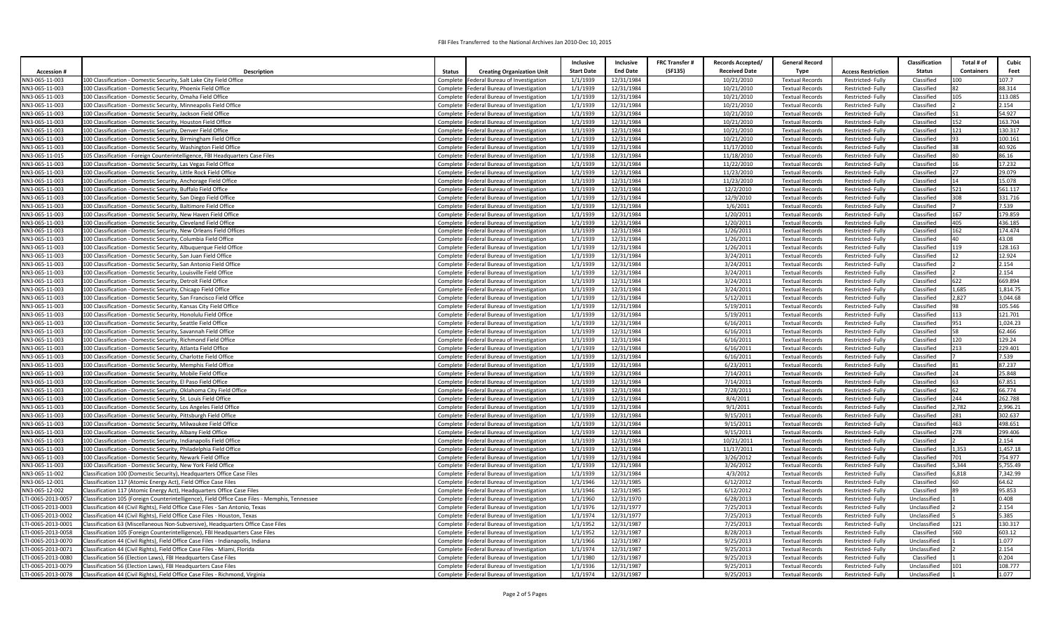# FBI Files Transferred to the National Archives Jan 2010-Dec 10, 2015

| Accession # | Description | Status | Creating Organization Unit | Inclusive Start Date | Inclusive End Date | FRC Transfer # (SF135) | Records Accepted/ Received Date | General Record Type | Access Restriction | Classification Status | Total # of Containers | Cubic Feet |
|---|---|---|---|---|---|---|---|---|---|---|---|---|
| NN3-065-11-003 | 100 Classification - Domestic Security, Salt Lake City Field Office | Complete | Federal Bureau of Investigation | 1/1/1939 | 12/31/1984 | | 10/21/2010 | Textual Records | Restricted- Fully | Classified | 100 | 107.7 |
| NN3-065-11-003 | 100 Classification - Domestic Security, Phoenix Field Office | Complete | Federal Bureau of Investigation | 1/1/1939 | 12/31/1984 | | 10/21/2010 | Textual Records | Restricted- Fully | Classified | 82 | 88.314 |
| NN3-065-11-003 | 100 Classification - Domestic Security, Omaha Field Office | Complete | Federal Bureau of Investigation | 1/1/1939 | 12/31/1984 | | 10/21/2010 | Textual Records | Restricted- Fully | Classified | 105 | 113.085 |
| NN3-065-11-003 | 100 Classification - Domestic Security, Minneapolis Field Office | Complete | Federal Bureau of Investigation | 1/1/1939 | 12/31/1984 | | 10/21/2010 | Textual Records | Restricted- Fully | Classified | 2 | 2.154 |
| NN3-065-11-003 | 100 Classification - Domestic Security, Jackson Field Office | Complete | Federal Bureau of Investigation | 1/1/1939 | 12/31/1984 | | 10/21/2010 | Textual Records | Restricted- Fully | Classified | 51 | 54.927 |
| NN3-065-11-003 | 100 Classification - Domestic Security, Houston Field Office | Complete | Federal Bureau of Investigation | 1/1/1939 | 12/31/1984 | | 10/21/2010 | Textual Records | Restricted- Fully | Classified | 152 | 163.704 |
| NN3-065-11-003 | 100 Classification - Domestic Security, Denver Field Office | Complete | Federal Bureau of Investigation | 1/1/1939 | 12/31/1984 | | 10/21/2010 | Textual Records | Restricted- Fully | Classified | 121 | 130.317 |
| NN3-065-11-003 | 100 Classification - Domestic Security, Birmingham Field Office | Complete | Federal Bureau of Investigation | 1/1/1939 | 12/31/1984 | | 10/21/2010 | Textual Records | Restricted- Fully | Classified | 93 | 100.161 |
| NN3-065-11-003 | 100 Classification - Domestic Security, Washington Field Office | Complete | Federal Bureau of Investigation | 1/1/1939 | 12/31/1984 | | 11/17/2010 | Textual Records | Restricted- Fully | Classified | 38 | 40.926 |
| NN3-065-11-015 | 105 Classification - Foreign Counterintelligence, FBI Headquarters Case Files | Complete | Federal Bureau of Investigation | 1/1/1938 | 12/31/1984 | | 11/18/2010 | Textual Records | Restricted- Fully | Classified | 80 | 86.16 |
| NN3-065-11-003 | 100 Classification - Domestic Security, Las Vegas Field Office | Complete | Federal Bureau of Investigation | 1/1/1939 | 12/31/1984 | | 11/22/2010 | Textual Records | Restricted- Fully | Classified | 16 | 17.232 |
| NN3-065-11-003 | 100 Classification - Domestic Security, Little Rock Field Office | Complete | Federal Bureau of Investigation | 1/1/1939 | 12/31/1984 | | 11/23/2010 | Textual Records | Restricted- Fully | Classified | 27 | 29.079 |
| NN3-065-11-003 | 100 Classification - Domestic Security, Anchorage Field Office | Complete | Federal Bureau of Investigation | 1/1/1939 | 12/31/1984 | | 11/23/2010 | Textual Records | Restricted- Fully | Classified | 14 | 15.078 |
| NN3-065-11-003 | 100 Classification - Domestic Security, Buffalo Field Office | Complete | Federal Bureau of Investigation | 1/1/1939 | 12/31/1984 | | 12/2/2010 | Textual Records | Restricted- Fully | Classified | 521 | 561.117 |
| NN3-065-11-003 | 100 Classification - Domestic Security, San Diego Field Office | Complete | Federal Bureau of Investigation | 1/1/1939 | 12/31/1984 | | 12/9/2010 | Textual Records | Restricted- Fully | Classified | 308 | 331.716 |
| NN3-065-11-003 | 100 Classification - Domestic Security, Baltimore Field Office | Complete | Federal Bureau of Investigation | 1/1/1939 | 12/31/1984 | | 1/6/2011 | Textual Records | Restricted- Fully | Classified | 7 | 7.539 |
| NN3-065-11-003 | 100 Classification - Domestic Security, New Haven Field Office | Complete | Federal Bureau of Investigation | 1/1/1939 | 12/31/1984 | | 1/20/2011 | Textual Records | Restricted- Fully | Classified | 167 | 179.859 |
| NN3-065-11-003 | 100 Classification - Domestic Security, Cleveland Field Office | Complete | Federal Bureau of Investigation | 1/1/1939 | 12/31/1984 | | 1/20/2011 | Textual Records | Restricted- Fully | Classified | 405 | 436.185 |
| NN3-065-11-003 | 100 Classification - Domestic Security, New Orleans Field Offices | Complete | Federal Bureau of Investigation | 1/1/1939 | 12/31/1984 | | 1/26/2011 | Textual Records | Restricted- Fully | Classified | 162 | 174.474 |
| NN3-065-11-003 | 100 Classification - Domestic Security, Columbia Field Office | Complete | Federal Bureau of Investigation | 1/1/1939 | 12/31/1984 | | 1/26/2011 | Textual Records | Restricted- Fully | Classified | 40 | 43.08 |
| NN3-065-11-003 | 100 Classification - Domestic Security, Albuquerque Field Office | Complete | Federal Bureau of Investigation | 1/1/1939 | 12/31/1984 | | 1/26/2011 | Textual Records | Restricted- Fully | Classified | 119 | 128.163 |
| NN3-065-11-003 | 100 Classification - Domestic Security, San Juan Field Office | Complete | Federal Bureau of Investigation | 1/1/1939 | 12/31/1984 | | 3/24/2011 | Textual Records | Restricted- Fully | Classified | 12 | 12.924 |
| NN3-065-11-003 | 100 Classification - Domestic Security, San Antonio Field Office | Complete | Federal Bureau of Investigation | 1/1/1939 | 12/31/1984 | | 3/24/2011 | Textual Records | Restricted- Fully | Classified | 2 | 2.154 |
| NN3-065-11-003 | 100 Classification - Domestic Security, Louisville Field Office | Complete | Federal Bureau of Investigation | 1/1/1939 | 12/31/1984 | | 3/24/2011 | Textual Records | Restricted- Fully | Classified | 2 | 2.154 |
| NN3-065-11-003 | 100 Classification - Domestic Security, Detroit Field Office | Complete | Federal Bureau of Investigation | 1/1/1939 | 12/31/1984 | | 3/24/2011 | Textual Records | Restricted- Fully | Classified | 622 | 669.894 |
| NN3-065-11-003 | 100 Classification - Domestic Security, Chicago Field Office | Complete | Federal Bureau of Investigation | 1/1/1939 | 12/31/1984 | | 3/24/2011 | Textual Records | Restricted- Fully | Classified | 1,685 | 1,814.75 |
| NN3-065-11-003 | 100 Classification - Domestic Security, San Francisco Field Office | Complete | Federal Bureau of Investigation | 1/1/1939 | 12/31/1984 | | 5/12/2011 | Textual Records | Restricted- Fully | Classified | 2,827 | 3,044.68 |
| NN3-065-11-003 | 100 Classification - Domestic Security, Kansas City Field Office | Complete | Federal Bureau of Investigation | 1/1/1939 | 12/31/1984 | | 5/19/2011 | Textual Records | Restricted- Fully | Classified | 98 | 105.546 |
| NN3-065-11-003 | 100 Classification - Domestic Security, Honolulu Field Office | Complete | Federal Bureau of Investigation | 1/1/1939 | 12/31/1984 | | 5/19/2011 | Textual Records | Restricted- Fully | Classified | 113 | 121.701 |
| NN3-065-11-003 | 100 Classification - Domestic Security, Seattle Field Office | Complete | Federal Bureau of Investigation | 1/1/1939 | 12/31/1984 | | 6/16/2011 | Textual Records | Restricted- Fully | Classified | 951 | 1,024.23 |
| NN3-065-11-003 | 100 Classification - Domestic Security, Savannah Field Office | Complete | Federal Bureau of Investigation | 1/1/1939 | 12/31/1984 | | 6/16/2011 | Textual Records | Restricted- Fully | Classified | 58 | 62.466 |
| NN3-065-11-003 | 100 Classification - Domestic Security, Richmond Field Office | Complete | Federal Bureau of Investigation | 1/1/1939 | 12/31/1984 | | 6/16/2011 | Textual Records | Restricted- Fully | Classified | 120 | 129.24 |
| NN3-065-11-003 | 100 Classification - Domestic Security, Atlanta Field Office | Complete | Federal Bureau of Investigation | 1/1/1939 | 12/31/1984 | | 6/16/2011 | Textual Records | Restricted- Fully | Classified | 213 | 229.401 |
| NN3-065-11-003 | 100 Classification - Domestic Security, Charlotte Field Office | Complete | Federal Bureau of Investigation | 1/1/1939 | 12/31/1984 | | 6/16/2011 | Textual Records | Restricted- Fully | Classified | 7 | 7.539 |
| NN3-065-11-003 | 100 Classification - Domestic Security, Memphis Field Office | Complete | Federal Bureau of Investigation | 1/1/1939 | 12/31/1984 | | 6/23/2011 | Textual Records | Restricted- Fully | Classified | 81 | 87.237 |
| NN3-065-11-003 | 100 Classification - Domestic Security, Mobile Field Office | Complete | Federal Bureau of Investigation | 1/1/1939 | 12/31/1984 | | 7/14/2011 | Textual Records | Restricted- Fully | Classified | 24 | 25.848 |
| NN3-065-11-003 | 100 Classification - Domestic Security, El Paso Field Office | Complete | Federal Bureau of Investigation | 1/1/1939 | 12/31/1984 | | 7/14/2011 | Textual Records | Restricted- Fully | Classified | 63 | 67.851 |
| NN3-065-11-003 | 100 Classification - Domestic Security, Oklahoma City Field Office | Complete | Federal Bureau of Investigation | 1/1/1939 | 12/31/1984 | | 7/28/2011 | Textual Records | Restricted- Fully | Classified | 62 | 66.774 |
| NN3-065-11-003 | 100 Classification - Domestic Security, St. Louis Field Office | Complete | Federal Bureau of Investigation | 1/1/1939 | 12/31/1984 | | 8/4/2011 | Textual Records | Restricted- Fully | Classified | 244 | 262.788 |
| NN3-065-11-003 | 100 Classification - Domestic Security, Los Angeles Field Office | Complete | Federal Bureau of Investigation | 1/1/1939 | 12/31/1984 | | 9/1/2011 | Textual Records | Restricted- Fully | Classified | 2,782 | 2,996.21 |
| NN3-065-11-003 | 100 Classification - Domestic Security, Pittsburgh Field Office | Complete | Federal Bureau of Investigation | 1/1/1939 | 12/31/1984 | | 9/15/2011 | Textual Records | Restricted- Fully | Classified | 281 | 302.637 |
| NN3-065-11-003 | 100 Classification - Domestic Security, Milwaukee Field Office | Complete | Federal Bureau of Investigation | 1/1/1939 | 12/31/1984 | | 9/15/2011 | Textual Records | Restricted- Fully | Classified | 463 | 498.651 |
| NN3-065-11-003 | 100 Classification - Domestic Security, Albany Field Office | Complete | Federal Bureau of Investigation | 1/1/1939 | 12/31/1984 | | 9/15/2011 | Textual Records | Restricted- Fully | Classified | 278 | 299.406 |
| NN3-065-11-003 | 100 Classification - Domestic Security, Indianapolis Field Office | Complete | Federal Bureau of Investigation | 1/1/1939 | 12/31/1984 | | 10/21/2011 | Textual Records | Restricted- Fully | Classified | 2 | 2.154 |
| NN3-065-11-003 | 100 Classification - Domestic Security, Philadelphia Field Office | Complete | Federal Bureau of Investigation | 1/1/1939 | 12/31/1984 | | 11/17/2011 | Textual Records | Restricted- Fully | Classified | 1,353 | 1,457.18 |
| NN3-065-11-003 | 100 Classification - Domestic Security, Newark Field Office | Complete | Federal Bureau of Investigation | 1/1/1939 | 12/31/1984 | | 3/26/2012 | Textual Records | Restricted- Fully | Classified | 701 | 754.977 |
| NN3-065-11-003 | 100 Classification - Domestic Security, New York Field Office | Complete | Federal Bureau of Investigation | 1/1/1939 | 12/31/1984 | | 3/26/2012 | Textual Records | Restricted- Fully | Classified | 5,344 | 5,755.49 |
| NN3-065-11-002 | Classification 100 (Domestic Security), Headquarters Office Case Files | Complete | Federal Bureau of Investigation | 1/1/1939 | 12/31/1984 | | 4/3/2012 | Textual Records | Restricted- Fully | Classified | 6,818 | 7,342.99 |
| NN3-065-12-001 | Classification 117 (Atomic Energy Act), Field Office Case Files | Complete | Federal Bureau of Investigation | 1/1/1946 | 12/31/1985 | | 6/12/2012 | Textual Records | Restricted- Fully | Classified | 60 | 64.62 |
| NN3-065-12-002 | Classification 117 (Atomic Energy Act), Headquarters Office Case Files | Complete | Federal Bureau of Investigation | 1/1/1946 | 12/31/1985 | | 6/12/2012 | Textual Records | Restricted- Fully | Classified | 89 | 95.853 |
| LTI-0065-2013-0057 | Classification 105 (Foreign Counterintelligence), Field Office Case Files - Memphis, Tennessee | Complete | Federal Bureau of Investigation | 1/1/1960 | 12/31/1970 | | 6/28/2013 | Textual Records | Restricted- Fully | Unclassified | 1 | 0.408 |
| LTI-0065-2013-0003 | Classification 44 (Civil Rights), Field Office Case Files - San Antonio, Texas | Complete | Federal Bureau of Investigation | 1/1/1976 | 12/31/1977 | | 7/25/2013 | Textual Records | Restricted- Fully | Unclassified | 2 | 2.154 |
| LTI-0065-2013-0002 | Classification 44 (Civil Rights), Field Office Case Files - Houston, Texas | Complete | Federal Bureau of Investigation | 1/1/1974 | 12/31/1977 | | 7/25/2013 | Textual Records | Restricted- Fully | Unclassified | 5 | 5.385 |
| LTI-0065-2013-0001 | Classification 63 (Miscellaneous Non-Subversive), Headquarters Office Case Files | Complete | Federal Bureau of Investigation | 1/1/1952 | 12/31/1987 | | 7/25/2013 | Textual Records | Restricted- Fully | Unclassified | 121 | 130.317 |
| LTI-0065-2013-0058 | Classification 105 (Foreign Counterintelligence), FBI Headquarters Case Files | Complete | Federal Bureau of Investigation | 1/1/1952 | 12/31/1987 | | 8/28/2013 | Textual Records | Restricted- Fully | Classified | 560 | 603.12 |
| LTI-0065-2013-0070 | Classification 44 (Civil Rights), Field Office Case Files - Indianapolis, Indiana | Complete | Federal Bureau of Investigation | 1/1/1966 | 12/31/1987 | | 9/25/2013 | Textual Records | Restricted- Fully | Unclassified | 1 | 1.077 |
| LTI-0065-2013-0071 | Classification 44 (Civil Rights), Field Office Case Files - Miami, Florida | Complete | Federal Bureau of Investigation | 1/1/1974 | 12/31/1987 | | 9/25/2013 | Textual Records | Restricted- Fully | Unclassified | 2 | 2.154 |
| LTI-0065-2013-0080 | Classification 56 (Election Laws), FBI Headquarters Case Files | Complete | Federal Bureau of Investigation | 1/1/1980 | 12/31/1987 | | 9/25/2013 | Textual Records | Restricted- Fully | Classified | 1 | 0.204 |
| LTI-0065-2013-0079 | Classification 56 (Election Laws), FBI Headquarters Case Files | Complete | Federal Bureau of Investigation | 1/1/1936 | 12/31/1987 | | 9/25/2013 | Textual Records | Restricted- Fully | Unclassified | 101 | 108.777 |
| LTI-0065-2013-0078 | Classification 44 (Civil Rights), Field Office Case Files - Richmond, Virginia | Complete | Federal Bureau of Investigation | 1/1/1974 | 12/31/1987 | | 9/25/2013 | Textual Records | Restricted- Fully | Unclassified | 1 | 1.077 |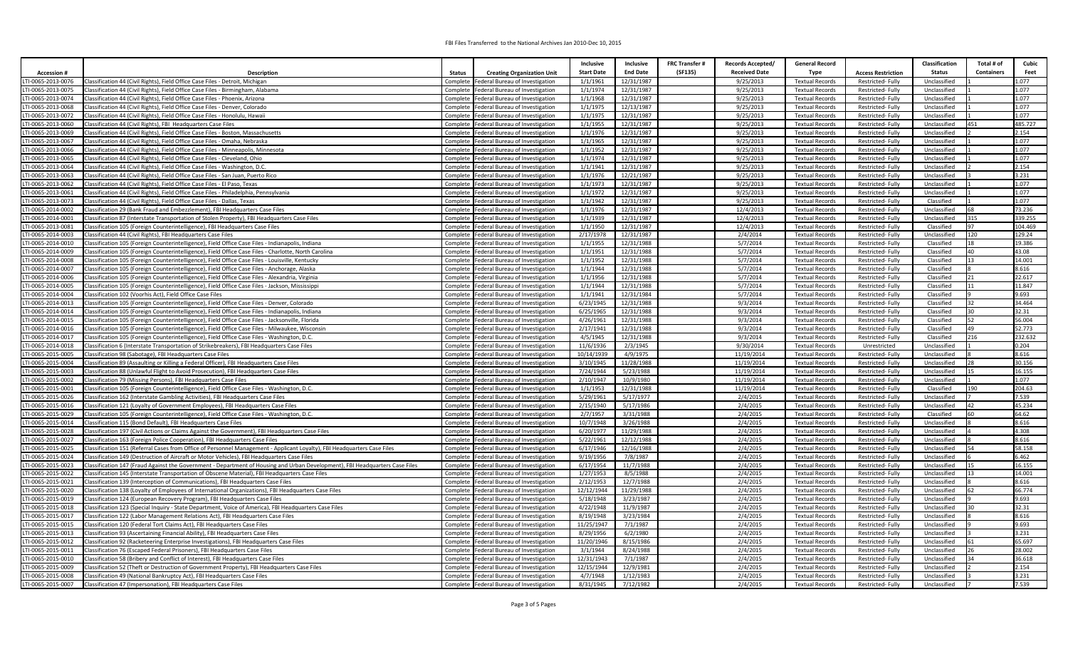# FBI Files Transferred to the National Archives Jan 2010-Dec 10, 2015

| Accession # | Description | Status | Creating Organization Unit | Inclusive Start Date | Inclusive End Date | FRC Transfer # (SF135) | Records Accepted/ Received Date | General Record Type | Access Restriction | Classification Status | Total # of Containers | Cubic Feet |
|---|---|---|---|---|---|---|---|---|---|---|---|---|
| LTI-0065-2013-0076 | Classification 44 (Civil Rights), Field Office Case Files - Detroit, Michigan | Complete | Federal Bureau of Investigation | 1/1/1961 | 12/31/1987 | | 9/25/2013 | Textual Records | Restricted- Fully | Unclassified | 1 | 1.077 |
| LTI-0065-2013-0075 | Classification 44 (Civil Rights), Field Office Case Files - Birmingham, Alabama | Complete | Federal Bureau of Investigation | 1/1/1974 | 12/31/1987 | | 9/25/2013 | Textual Records | Restricted- Fully | Unclassified | 1 | 1.077 |
| LTI-0065-2013-0074 | Classification 44 (Civil Rights), Field Office Case Files - Phoenix, Arizona | Complete | Federal Bureau of Investigation | 1/1/1968 | 12/31/1987 | | 9/25/2013 | Textual Records | Restricted- Fully | Unclassified | 1 | 1.077 |
| LTI-0065-2013-0068 | Classification 44 (Civil Rights), Field Office Case Files - Denver, Colorado | Complete | Federal Bureau of Investigation | 1/1/1975 | 12/13/1987 | | 9/25/2013 | Textual Records | Restricted- Fully | Unclassified | 1 | 1.077 |
| LTI-0065-2013-0072 | Classification 44 (Civil Rights), Field Office Case Files - Honolulu, Hawaii | Complete | Federal Bureau of Investigation | 1/1/1975 | 12/31/1987 | | 9/25/2013 | Textual Records | Restricted- Fully | Unclassified | 1 | 1.077 |
| LTI-0065-2013-0060 | Classification 44 (Civil Rights), FBI Headquarters Case Files | Complete | Federal Bureau of Investigation | 1/1/1955 | 12/31/1987 | | 9/25/2013 | Textual Records | Restricted- Fully | Unclassified | 451 | 485.727 |
| LTI-0065-2013-0069 | Classification 44 (Civil Rights), Field Office Case Files - Boston, Massachusetts | Complete | Federal Bureau of Investigation | 1/1/1976 | 12/31/1987 | | 9/25/2013 | Textual Records | Restricted- Fully | Unclassified | 2 | 2.154 |
| LTI-0065-2013-0067 | Classification 44 (Civil Rights), Field Office Case Files - Omaha, Nebraska | Complete | Federal Bureau of Investigation | 1/1/1965 | 12/31/1987 | | 9/25/2013 | Textual Records | Restricted- Fully | Unclassified | 1 | 1.077 |
| LTI-0065-2013-0066 | Classification 44 (Civil Rights), Field Office Case Files - Minneapolis, Minnesota | Complete | Federal Bureau of Investigation | 1/1/1952 | 12/31/1987 | | 9/25/2013 | Textual Records | Restricted- Fully | Unclassified | 1 | 1.077 |
| LTI-0065-2013-0065 | Classification 44 (Civil Rights), Field Office Case Files - Cleveland, Ohio | Complete | Federal Bureau of Investigation | 1/1/1974 | 12/31/1987 | | 9/25/2013 | Textual Records | Restricted- Fully | Unclassified | 1 | 1.077 |
| LTI-0065-2013-0064 | Classification 44 (Civil Rights), Field Office Case Files - Washington, D.C. | Complete | Federal Bureau of Investigation | 1/1/1941 | 12/31/1987 | | 9/25/2013 | Textual Records | Restricted- Fully | Unclassified | 2 | 2.154 |
| LTI-0065-2013-0063 | Classification 44 (Civil Rights), Field Office Case Files - San Juan, Puerto Rico | Complete | Federal Bureau of Investigation | 1/1/1976 | 12/21/1987 | | 9/25/2013 | Textual Records | Restricted- Fully | Unclassified | 3 | 3.231 |
| LTI-0065-2013-0062 | Classification 44 (Civil Rights), Field Office Case Files - El Paso, Texas | Complete | Federal Bureau of Investigation | 1/1/1973 | 12/31/1987 | | 9/25/2013 | Textual Records | Restricted- Fully | Unclassified | 1 | 1.077 |
| LTI-0065-2013-0061 | Classification 44 (Civil Rights), Field Office Case Files - Philadelphia, Pennsylvania | Complete | Federal Bureau of Investigation | 1/1/1972 | 12/31/1987 | | 9/25/2013 | Textual Records | Restricted- Fully | Unclassified | 1 | 1.077 |
| LTI-0065-2013-0073 | Classification 44 (Civil Rights), Field Office Case Files - Dallas, Texas | Complete | Federal Bureau of Investigation | 1/1/1942 | 12/31/1987 | | 9/25/2013 | Textual Records | Restricted- Fully | Classified | 1 | 1.077 |
| LTI-0065-2014-0002 | Classification 29 (Bank Fraud and Embezzlement), FBI Headquarters Case Files | Complete | Federal Bureau of Investigation | 1/1/1976 | 12/31/1987 | | 12/4/2013 | Textual Records | Restricted- Fully | Unclassified | 68 | 73.236 |
| LTI-0065-2014-0001 | Classification 87 (Interstate Transportation of Stolen Property), FBI Headquarters Case Files | Complete | Federal Bureau of Investigation | 1/1/1939 | 12/31/1987 | | 12/4/2013 | Textual Records | Restricted- Fully | Unclassified | 315 | 339.255 |
| LTI-0065-2013-0081 | Classification 105 (Foreign Counterintelligence), FBI Headquarters Case Files | Complete | Federal Bureau of Investigation | 1/1/1950 | 12/31/1987 | | 12/4/2013 | Textual Records | Restricted- Fully | Classified | 97 | 104.469 |
| LTI-0065-2014-0003 | Classification 44 (Civil Rights), FBI Headquarters Case Files | Complete | Federal Bureau of Investigation | 2/17/1978 | 12/31/1987 | | 2/4/2014 | Textual Records | Restricted- Fully | Unclassified | 120 | 129.24 |
| LTI-0065-2014-0010 | Classification 105 (Foreign Counterintelligence), Field Office Case Files - Indianapolis, Indiana | Complete | Federal Bureau of Investigation | 1/1/1955 | 12/31/1988 | | 5/7/2014 | Textual Records | Restricted- Fully | Classified | 18 | 19.386 |
| LTI-0065-2014-0009 | Classification 105 (Foreign Counterintelligence), Field Office Case Files - Charlotte, North Carolina | Complete | Federal Bureau of Investigation | 1/1/1951 | 12/31/1988 | | 5/7/2014 | Textual Records | Restricted- Fully | Classified | 40 | 43.08 |
| LTI-0065-2014-0008 | Classification 105 (Foreign Counterintelligence), Field Office Case Files - Louisville, Kentucky | Complete | Federal Bureau of Investigation | 1/1/1952 | 12/31/1988 | | 5/7/2014 | Textual Records | Restricted- Fully | Classified | 13 | 14.001 |
| LTI-0065-2014-0007 | Classification 105 (Foreign Counterintelligence), Field Office Case Files - Anchorage, Alaska | Complete | Federal Bureau of Investigation | 1/1/1944 | 12/31/1988 | | 5/7/2014 | Textual Records | Restricted- Fully | Classified | 8 | 8.616 |
| LTI-0065-2014-0006 | Classification 105 (Foreign Counterintelligence), Field Office Case Files - Alexandria, Virginia | Complete | Federal Bureau of Investigation | 1/1/1956 | 12/31/1988 | | 5/7/2014 | Textual Records | Restricted- Fully | Classified | 21 | 22.617 |
| LTI-0065-2014-0005 | Classification 105 (Foreign Counterintelligence), Field Office Case Files - Jackson, Mississippi | Complete | Federal Bureau of Investigation | 1/1/1944 | 12/31/1988 | | 5/7/2014 | Textual Records | Restricted- Fully | Classified | 11 | 11.847 |
| LTI-0065-2014-0004 | Classification 102 (Voorhis Act), Field Office Case Files | Complete | Federal Bureau of Investigation | 1/1/1941 | 12/31/1984 | | 5/7/2014 | Textual Records | Restricted- Fully | Classified | 9 | 9.693 |
| LTI-0065-2014-0013 | Classification 105 (Foreign Counterintelligence), Field Office Case Files - Denver, Colorado | Complete | Federal Bureau of Investigation | 6/23/1945 | 12/31/1988 | | 9/3/2014 | Textual Records | Restricted- Fully | Classified | 32 | 34.464 |
| LTI-0065-2014-0014 | Classification 105 (Foreign Counterintelligence), Field Office Case Files - Indianapolis, Indiana | Complete | Federal Bureau of Investigation | 6/25/1965 | 12/31/1988 | | 9/3/2014 | Textual Records | Restricted- Fully | Classified | 30 | 32.31 |
| LTI-0065-2014-0015 | Classification 105 (Foreign Counterintelligence), Field Office Case Files - Jacksonville, Florida | Complete | Federal Bureau of Investigation | 4/26/1961 | 12/31/1988 | | 9/3/2014 | Textual Records | Restricted- Fully | Classified | 52 | 56.004 |
| LTI-0065-2014-0016 | Classification 105 (Foreign Counterintelligence), Field Office Case Files - Milwaukee, Wisconsin | Complete | Federal Bureau of Investigation | 2/17/1941 | 12/31/1988 | | 9/3/2014 | Textual Records | Restricted- Fully | Classified | 49 | 52.773 |
| LTI-0065-2014-0017 | Classification 105 (Foreign Counterintelligence), Field Office Case Files - Washington, D.C. | Complete | Federal Bureau of Investigation | 4/5/1945 | 12/31/1988 | | 9/3/2014 | Textual Records | Restricted- Fully | Classified | 216 | 232.632 |
| LTI-0065-2014-0018 | Classification 6 (Interstate Transportation of Strikebreakers), FBI Headquarters Case Files | Complete | Federal Bureau of Investigation | 11/6/1936 | 2/3/1945 | | 9/30/2014 | Textual Records | Unrestricted | Unclassified | 1 | 0.204 |
| LTI-0065-2015-0005 | Classification 98 (Sabotage), FBI Headquarters Case Files | Complete | Federal Bureau of Investigation | 10/14/1939 | 4/9/1975 | | 11/19/2014 | Textual Records | Restricted- Fully | Unclassified | 8 | 8.616 |
| LTI-0065-2015-0004 | Classification 89 (Assaulting or Killing a Federal Officer), FBI Headquarters Case Files | Complete | Federal Bureau of Investigation | 3/10/1945 | 11/28/1988 | | 11/19/2014 | Textual Records | Restricted- Fully | Unclassified | 28 | 30.156 |
| LTI-0065-2015-0003 | Classification 88 (Unlawful Flight to Avoid Prosecution), FBI Headquarters Case Files | Complete | Federal Bureau of Investigation | 7/24/1944 | 5/23/1988 | | 11/19/2014 | Textual Records | Restricted- Fully | Unclassified | 15 | 16.155 |
| LTI-0065-2015-0002 | Classification 79 (Missing Persons), FBI Headquarters Case Files | Complete | Federal Bureau of Investigation | 2/10/1947 | 10/9/1980 | | 11/19/2014 | Textual Records | Restricted- Fully | Unclassified | 1 | 1.077 |
| LTI-0065-2015-0001 | Classification 105 (Foreign Counterintelligence), Field Office Case Files - Washington, D.C. | Complete | Federal Bureau of Investigation | 1/1/1953 | 12/31/1988 | | 11/19/2014 | Textual Records | Restricted- Fully | Classified | 190 | 204.63 |
| LTI-0065-2015-0026 | Classification 162 (Interstate Gambling Activities), FBI Headquarters Case Files | Complete | Federal Bureau of Investigation | 5/29/1961 | 5/17/1977 | | 2/4/2015 | Textual Records | Restricted- Fully | Unclassified | 7 | 7.539 |
| LTI-0065-2015-0016 | Classification 121 (Loyalty of Government Employees), FBI Headquarters Case Files | Complete | Federal Bureau of Investigation | 2/15/1940 | 5/17/1986 | | 2/4/2015 | Textual Records | Restricted- Fully | Unclassified | 42 | 45.234 |
| LTI-0065-2015-0029 | Classification 105 (Foreign Counterintelligence), Field Office Case Files - Washington, D.C. | Complete | Federal Bureau of Investigation | 2/7/1957 | 3/31/1988 | | 2/4/2015 | Textual Records | Restricted- Fully | Classified | 60 | 64.62 |
| LTI-0065-2015-0014 | Classification 115 (Bond Default), FBI Headquarters Case Files | Complete | Federal Bureau of Investigation | 10/7/1948 | 3/26/1988 | | 2/4/2015 | Textual Records | Restricted- Fully | Unclassified | 8 | 8.616 |
| LTI-0065-2015-0028 | Classification 197 (Civil Actions or Claims Against the Government), FBI Headquarters Case Files | Complete | Federal Bureau of Investigation | 6/20/1977 | 11/29/1988 | | 2/4/2015 | Textual Records | Restricted- Fully | Unclassified | 4 | 4.308 |
| LTI-0065-2015-0027 | Classification 163 (Foreign Police Cooperation), FBI Headquarters Case Files | Complete | Federal Bureau of Investigation | 5/22/1961 | 12/12/1988 | | 2/4/2015 | Textual Records | Restricted- Fully | Unclassified | 8 | 8.616 |
| LTI-0065-2015-0025 | Classification 151 (Referral Cases from Office of Personnel Management - Applicant Loyalty), FBI Headquarters Case Files | Complete | Federal Bureau of Investigation | 6/17/1946 | 12/16/1988 | | 2/4/2015 | Textual Records | Restricted- Fully | Unclassified | 54 | 58.158 |
| LTI-0065-2015-0024 | Classification 149 (Destruction of Aircraft or Motor Vehicles), FBI Headquarters Case Files | Complete | Federal Bureau of Investigation | 9/19/1956 | 7/8/1987 | | 2/4/2015 | Textual Records | Restricted- Fully | Unclassified | 6 | 6.462 |
| LTI-0065-2015-0023 | Classification 147 (Fraud Against the Government - Department of Housing and Urban Development), FBI Headquarters Case Files | Complete | Federal Bureau of Investigation | 6/17/1954 | 11/7/1988 | | 2/4/2015 | Textual Records | Restricted- Fully | Unclassified | 15 | 16.155 |
| LTI-0065-2015-0022 | Classification 145 (Interstate Transportation of Obscene Material), FBI Headquarters Case Files | Complete | Federal Bureau of Investigation | 1/27/1953 | 8/5/1988 | | 2/4/2015 | Textual Records | Restricted- Fully | Unclassified | 13 | 14.001 |
| LTI-0065-2015-0021 | Classification 139 (Interception of Communications), FBI Headquarters Case Files | Complete | Federal Bureau of Investigation | 2/12/1953 | 12/7/1988 | | 2/4/2015 | Textual Records | Restricted- Fully | Unclassified | 8 | 8.616 |
| LTI-0065-2015-0020 | Classification 138 (Loyalty of Employees of International Organizations), FBI Headquarters Case Files | Complete | Federal Bureau of Investigation | 12/12/1944 | 11/29/1988 | | 2/4/2015 | Textual Records | Restricted- Fully | Unclassified | 62 | 66.774 |
| LTI-0065-2015-0019 | Classification 124 (European Recovery Program), FBI Headquarters Case Files | Complete | Federal Bureau of Investigation | 5/18/1948 | 3/23/1987 | | 2/4/2015 | Textual Records | Restricted- Fully | Unclassified | 9 | 9.693 |
| LTI-0065-2015-0018 | Classification 123 (Special Inquiry - State Department, Voice of America), FBI Headquarters Case Files | Complete | Federal Bureau of Investigation | 4/22/1948 | 11/9/1987 | | 2/4/2015 | Textual Records | Restricted- Fully | Unclassified | 30 | 32.31 |
| LTI-0065-2015-0017 | Classification 122 (Labor Management Relations Act), FBI Headquarters Case Files | Complete | Federal Bureau of Investigation | 8/19/1948 | 3/23/1984 | | 2/4/2015 | Textual Records | Restricted- Fully | Unclassified | 8 | 8.616 |
| LTI-0065-2015-0015 | Classification 120 (Federal Tort Claims Act), FBI Headquarters Case Files | Complete | Federal Bureau of Investigation | 11/25/1947 | 7/1/1987 | | 2/4/2015 | Textual Records | Restricted- Fully | Unclassified | 9 | 9.693 |
| LTI-0065-2015-0013 | Classification 93 (Ascertaining Financial Ability), FBI Headquarters Case Files | Complete | Federal Bureau of Investigation | 8/29/1956 | 6/2/1980 | | 2/4/2015 | Textual Records | Restricted- Fully | Unclassified | 3 | 3.231 |
| LTI-0065-2015-0012 | Classification 92 (Racketeering Enterprise Investigations), FBI Headquarters Case Files | Complete | Federal Bureau of Investigation | 11/20/1946 | 8/15/1986 | | 2/4/2015 | Textual Records | Restricted- Fully | Unclassified | 61 | 65.697 |
| LTI-0065-2015-0011 | Classification 76 (Escaped Federal Prisoners), FBI Headquarters Case Files | Complete | Federal Bureau of Investigation | 3/1/1944 | 8/24/1988 | | 2/4/2015 | Textual Records | Restricted- Fully | Unclassified | 26 | 28.002 |
| LTI-0065-2015-0010 | Classification 58 (Bribery and Conflict of Interest), FBI Headquarters Case Files | Complete | Federal Bureau of Investigation | 12/31/1943 | 7/1/1987 | | 2/4/2015 | Textual Records | Restricted- Fully | Unclassified | 34 | 36.618 |
| LTI-0065-2015-0009 | Classification 52 (Theft or Destruction of Government Property), FBI Headquarters Case Files | Complete | Federal Bureau of Investigation | 12/15/1944 | 12/9/1981 | | 2/4/2015 | Textual Records | Restricted- Fully | Unclassified | 2 | 2.154 |
| LTI-0065-2015-0008 | Classification 49 (National Bankruptcy Act), FBI Headquarters Case Files | Complete | Federal Bureau of Investigation | 4/7/1948 | 1/12/1983 | | 2/4/2015 | Textual Records | Restricted- Fully | Unclassified | 3 | 3.231 |
| LTI-0065-2015-0007 | Classification 47 (Impersonation), FBI Headquarters Case Files | Complete | Federal Bureau of Investigation | 8/31/1945 | 7/12/1982 | | 2/4/2015 | Textual Records | Restricted- Fully | Unclassified | 7 | 7.539 |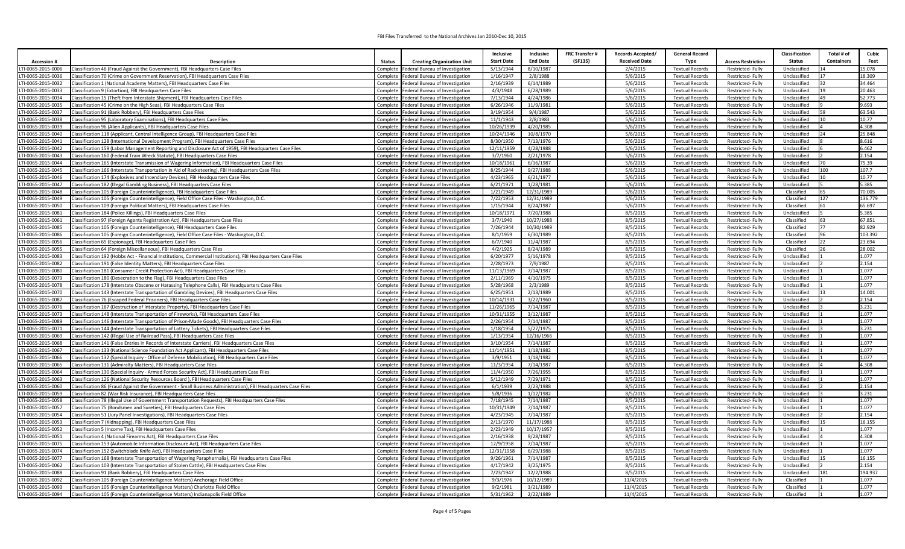FBI Files Transferred to the National Archives Jan 2010-Dec 10, 2015

| Accession # | Description | Status | Creating Organization Unit | Inclusive Start Date | Inclusive End Date | FRC Transfer # (SF135) | Records Accepted/ Received Date | General Record Type | Access Restriction | Classification Status | Total # of Containers | Cubic Feet |
|---|---|---|---|---|---|---|---|---|---|---|---|---|
| LTI-0065-2015-0006 | Classification 46 (Fraud Against the Government), FBI Headquarters Case Files | Complete | Federal Bureau of Investigation | 5/13/1944 | 8/10/1987 | | 2/4/2015 | Textual Records | Restricted- Fully | Unclassified | 14 | 15.078 |
| LTI-0065-2015-0036 | Classification 70 (Crime on Government Reservation), FBI Headquarters Case Files | Complete | Federal Bureau of Investigation | 1/16/1947 | 2/8/1988 | | 5/6/2015 | Textual Records | Restricted- Fully | Unclassified | 17 | 18.309 |
| LTI-0065-2015-0032 | Classification 1 (National Academy Matters), FBI Headquarters Case Files | Complete | Federal Bureau of Investigation | 2/16/1939 | 6/14/1989 | | 5/6/2015 | Textual Records | Restricted- Fully | Unclassified | 32 | 34.464 |
| LTI-0065-2015-0033 | Classification 9 (Extortion), FBI Headquarters Case Files | Complete | Federal Bureau of Investigation | 4/3/1948 | 6/28/1989 | | 5/6/2015 | Textual Records | Restricted- Fully | Unclassified | 19 | 20.463 |
| LTI-0065-2015-0034 | Classification 15 (Theft from Interstate Shipment), FBI Headquarters Case Files | Complete | Federal Bureau of Investigation | 7/13/1944 | 4/24/1986 | | 5/6/2015 | Textual Records | Restricted- Fully | Unclassified | 49 | 52.773 |
| LTI-0065-2015-0035 | Classification 45 (Crime on the High Seas), FBI Headquarters Case Files | Complete | Federal Bureau of Investigation | 6/26/1946 | 11/9/1981 | | 5/6/2015 | Textual Records | Restricted- Fully | Unclassified | 9 | 9.693 |
| LTI-0065-2015-0037 | Classification 91 (Bank Robbery), FBI Headquarters Case Files | Complete | Federal Bureau of Investigation | 3/19/1954 | 9/4/1987 | | 5/6/2015 | Textual Records | Restricted- Fully | Unclassified | 59 | 63.543 |
| LTI-0065-2015-0038 | Classification 95 (Laboratory Examinations), FBI Headquarters Case Files | Complete | Federal Bureau of Investigation | 11/1/1943 | 2/8/1983 | | 5/6/2015 | Textual Records | Restricted- Fully | Unclassified | 10 | 10.77 |
| LTI-0065-2015-0039 | Classification 96 (Alien Applicants), FBI Headquarters Case Files | Complete | Federal Bureau of Investigation | 10/26/1939 | 4/20/1985 | | 5/6/2015 | Textual Records | Restricted- Fully | Unclassified | 4 | 4.308 |
| LTI-0065-2015-0040 | Classification 118 (Applicant, Central Intelligence Group), FBI Headquarters Case Files | Complete | Federal Bureau of Investigation | 10/24/1946 | 10/8/1970 | | 5/6/2015 | Textual Records | Restricted- Fully | Unclassified | 24 | 25.848 |
| LTI-0065-2015-0041 | Classification 128 (International Development Program), FBI Headquarters Case Files | Complete | Federal Bureau of Investigation | 8/30/1950 | 7/13/1976 | | 5/6/2015 | Textual Records | Restricted- Fully | Unclassified | 8 | 8.616 |
| LTI-0065-2015-0042 | Classification 159 (Labor Management Reporting and Disclosure Act of 1959), FBI Headquarters Case Files | Complete | Federal Bureau of Investigation | 12/11/1959 | 4/28/1988 | | 5/6/2015 | Textual Records | Restricted- Fully | Unclassified | 6 | 6.462 |
| LTI-0065-2015-0043 | Classification 160 (Federal Train Wreck Statute), FBI Headquarters Case Files | Complete | Federal Bureau of Investigation | 3/7/1960 | 2/21/1978 | | 5/6/2015 | Textual Records | Restricted- Fully | Unclassified | 2 | 2.154 |
| LTI-0065-2015-0044 | Classification 165 (Interstate Transmission of Wagering Information), FBI Headquarters Case Files | Complete | Federal Bureau of Investigation | 10/18/1961 | 6/16/1987 | | 5/6/2015 | Textual Records | Restricted- Fully | Unclassified | 70 | 75.39 |
| LTI-0065-2015-0045 | Classification 166 (Interstate Transportation in Aid of Racketeering), FBI Headquarters Case Files | Complete | Federal Bureau of Investigation | 8/25/1944 | 9/27/1988 | | 5/6/2015 | Textual Records | Restricted- Fully | Unclassified | 100 | 107.7 |
| LTI-0065-2015-0046 | Classification 174 (Explosives and Incendiary Devices), FBI Headquarters Case Files | Complete | Federal Bureau of Investigation | 4/23/1965 | 6/21/1977 | | 5/6/2015 | Textual Records | Restricted- Fully | Unclassified | 10 | 10.77 |
| LTI-0065-2015-0047 | Classification 182 (Illegal Gambling Business), FBI Headquarters Case Files | Complete | Federal Bureau of Investigation | 6/21/1971 | 1/28/1981 | | 5/6/2015 | Textual Records | Restricted- Fully | Unclassified | 5 | 5.385 |
| LTI-0065-2015-0048 | Classification 105 (Foreign Counterintelligence), FBI Headquarters Case Files | Complete | Federal Bureau of Investigation | 1/21/1949 | 12/31/1989 | | 5/6/2015 | Textual Records | Restricted- Fully | Classified | 65 | 70.005 |
| LTI-0065-2015-0049 | Classification 105 (Foreign Counterintelligence), Field Office Case Files - Washington, D.C. | Complete | Federal Bureau of Investigation | 7/22/1953 | 12/31/1989 | | 5/6/2015 | Textual Records | Restricted- Fully | Classified | 127 | 136.779 |
| LTI-0065-2015-0050 | Classification 109 (Foreign Political Matters), FBI Headquarters Case Files | Complete | Federal Bureau of Investigation | 1/15/1944 | 8/24/1987 | | 5/6/2015 | Textual Records | Restricted- Fully | Classified | 61 | 65.697 |
| LTI-0065-2015-0081 | Classification 184 (Police Killings), FBI Headquarters Case Files | Complete | Federal Bureau of Investigation | 10/18/1971 | 7/20/1988 | | 8/5/2015 | Textual Records | Restricted- Fully | Unclassified | 5 | 5.385 |
| LTI-0065-2015-0061 | Classification 97 (Foreign Agents Registration Act), FBI Headquarters Case Files | Complete | Federal Bureau of Investigation | 3/7/1940 | 10/27/1988 | | 8/5/2015 | Textual Records | Restricted- Fully | Classified | 63 | 67.851 |
| LTI-0065-2015-0085 | Classification 105 (Foreign Counterintelligence), FBI Headquarters Case Files | Complete | Federal Bureau of Investigation | 7/26/1944 | 10/30/1989 | | 8/5/2015 | Textual Records | Restricted- Fully | Classified | 77 | 82.929 |
| LTI-0065-2015-0086 | Classification 105 (Foreign Counterintelligence), Field Office Case Files - Washington, D.C. | Complete | Federal Bureau of Investigation | 8/1/1959 | 6/30/1989 | | 8/5/2015 | Textual Records | Restricted- Fully | Classified | 96 | 103.392 |
| LTI-0065-2015-0056 | Classification 65 (Espionage), FBI Headquarters Case Files | Complete | Federal Bureau of Investigation | 6/7/1940 | 11/4/1987 | | 8/5/2015 | Textual Records | Restricted- Fully | Classified | 22 | 23.694 |
| LTI-0065-2015-0055 | Classification 64 (Foreign Miscellaneous), FBI Headquarters Case Files | Complete | Federal Bureau of Investigation | 4/2/1925 | 8/24/1989 | | 8/5/2015 | Textual Records | Restricted- Fully | Classified | 26 | 28.002 |
| LTI-0065-2015-0083 | Classification 192 (Hobbs Act - Financial Institutions, Commercial Institutions), FBI Headquarters Case Files | Complete | Federal Bureau of Investigation | 6/20/1977 | 5/16/1978 | | 8/5/2015 | Textual Records | Restricted- Fully | Unclassified | 1 | 1.077 |
| LTI-0065-2015-0082 | Classification 191 (False Identity Matters), FBI Headquarters Case Files | Complete | Federal Bureau of Investigation | 2/28/1973 | 7/9/1987 | | 8/5/2015 | Textual Records | Restricted- Fully | Unclassified | 2 | 2.154 |
| LTI-0065-2015-0080 | Classification 181 (Consumer Credit Protection Act), FBI Headquarters Case Files | Complete | Federal Bureau of Investigation | 11/13/1969 | 7/14/1987 | | 8/5/2015 | Textual Records | Restricted- Fully | Unclassified | 1 | 1.077 |
| LTI-0065-2015-0079 | Classification 180 (Desecration to the Flag), FBI Headquarters Case Files | Complete | Federal Bureau of Investigation | 2/11/1969 | 4/10/1975 | | 8/5/2015 | Textual Records | Restricted- Fully | Unclassified | 1 | 1.077 |
| LTI-0065-2015-0078 | Classification 178 (Interstate Obscene or Harassing Telephone Calls), FBI Headquarters Case Files | Complete | Federal Bureau of Investigation | 5/28/1968 | 2/3/1989 | | 8/5/2015 | Textual Records | Restricted- Fully | Unclassified | 1 | 1.077 |
| LTI-0065-2015-0070 | Classification 143 (Interstate Transportation of Gambling Devices), FBI Headquarters Case Files | Complete | Federal Bureau of Investigation | 6/25/1951 | 2/13/1989 | | 8/5/2015 | Textual Records | Restricted- Fully | Unclassified | 13 | 14.001 |
| LTI-0065-2015-0087 | Classification 76 (Escaped Federal Prisoners), FBI Headquarters Case Files | Complete | Federal Bureau of Investigation | 10/14/1931 | 3/22/1960 | | 8/5/2015 | Textual Records | Restricted- Fully | Unclassified | 2 | 2.154 |
| LTI-0065-2015-0076 | Classification 167 (Destruction of Interstate Property), FBI Headquarters Case Files | Complete | Federal Bureau of Investigation | 11/26/1965 | 7/14/1987 | | 8/5/2015 | Textual Records | Restricted- Fully | Unclassified | 3 | 3.231 |
| LTI-0065-2015-0073 | Classification 148 (Interstate Transportation of Fireworks), FBI Headquarters Case Files | Complete | Federal Bureau of Investigation | 10/31/1955 | 3/12/1987 | | 8/5/2015 | Textual Records | Restricted- Fully | Unclassified | 1 | 1.077 |
| LTI-0065-2015-0089 | Classification 146 (Interstate Transportation of Prison-Made Goods), FBI Headquarters Case Files | Complete | Federal Bureau of Investigation | 2/26/1954 | 7/14/1987 | | 8/5/2015 | Textual Records | Restricted- Fully | Unclassified | 1 | 1.077 |
| LTI-0065-2015-0071 | Classification 144 (Interstate Transportation of Lottery Tickets), FBI Headquarters Case Files | Complete | Federal Bureau of Investigation | 1/18/1954 | 5/27/1975 | | 8/5/2015 | Textual Records | Restricted- Fully | Unclassified | 3 | 3.231 |
| LTI-0065-2015-0069 | Classification 142 (Illegal Use of Railroad Pass), FBI Headquarters Case Files | Complete | Federal Bureau of Investigation | 1/13/1954 | 12/16/1966 | | 8/5/2015 | Textual Records | Restricted- Fully | Unclassified | 1 | 1.077 |
| LTI-0065-2015-0068 | Classification 141 (False Entries in Records of Interstate Carriers), FBI Headquarters Case Files | Complete | Federal Bureau of Investigation | 3/10/1954 | 7/14/1987 | | 8/5/2015 | Textual Records | Restricted- Fully | Unclassified | 1 | 1.077 |
| LTI-0065-2015-0067 | Classification 133 (National Science Foundation Act Applicant), FBI Headquarters Case Files | Complete | Federal Bureau of Investigation | 11/14/1951 | 1/18/1982 | | 8/5/2015 | Textual Records | Restricted- Fully | Unclassified | 1 | 1.077 |
| LTI-0065-2015-0066 | Classification 132 (Special Inquiry - Office of Defense Mobilization), FBI Headquarters Case Files | Complete | Federal Bureau of Investigation | 3/9/1951 | 1/18/1982 | | 8/5/2015 | Textual Records | Restricted- Fully | Unclassified | 1 | 1.077 |
| LTI-0065-2015-0065 | Classification 131 (Admiralty Matters), FBI Headquarters Case Files | Complete | Federal Bureau of Investigation | 11/3/1954 | 7/14/1987 | | 8/5/2015 | Textual Records | Restricted- Fully | Unclassified | 4 | 4.308 |
| LTI-0065-2015-0064 | Classification 130 (Special Inquiry - Armed Forces Security Act), FBI Headquarters Case Files | Complete | Federal Bureau of Investigation | 11/4/1950 | 7/26/1955 | | 8/5/2015 | Textual Records | Restricted- Fully | Unclassified | 1 | 1.077 |
| LTI-0065-2015-0063 | Classification 126 (National Security Resources Board ), FBI Headquarters Case Files | Complete | Federal Bureau of Investigation | 5/12/1949 | 7/29/1971 | | 8/5/2015 | Textual Records | Restricted- Fully | Unclassified | 1 | 1.077 |
| LTI-0065-2015-0060 | Classification 86 (Fraud Against the Government - Small Business Administration), FBI Headquarters Case Files | Complete | Federal Bureau of Investigation | 6/1/1939 | 2/23/1988 | | 8/5/2015 | Textual Records | Restricted- Fully | Unclassified | 2 | 2.154 |
| LTI-0065-2015-0059 | Classification 82 (War Risk Insurance), FBI Headquarters Case Files | Complete | Federal Bureau of Investigation | 5/8/1936 | 1/12/1982 | | 8/5/2015 | Textual Records | Restricted- Fully | Unclassified | 3 | 3.231 |
| LTI-0065-2015-0058 | Classification 78 (Illegal Use of Government Transportation Requests), FBI Headquarters Case Files | Complete | Federal Bureau of Investigation | 7/18/1945 | 7/14/1987 | | 8/5/2015 | Textual Records | Restricted- Fully | Unclassified | 1 | 1.077 |
| LTI-0065-2015-0057 | Classification 75 (Bondsmen and Sureties), FBI Headquarters Case Files | Complete | Federal Bureau of Investigation | 10/31/1949 | 7/14/1987 | | 8/5/2015 | Textual Records | Restricted- Fully | Unclassified | 1 | 1.077 |
| LTI-0065-2015-0054 | Classification 51 (Jury Panel Investigations), FBI Headquarters Case Files | Complete | Federal Bureau of Investigation | 4/23/1945 | 7/14/1987 | | 8/5/2015 | Textual Records | Restricted- Fully | Unclassified | 2 | 2.154 |
| LTI-0065-2015-0053 | Classification 7 (Kidnapping), FBI Headquarters Case Files | Complete | Federal Bureau of Investigation | 2/13/1970 | 11/17/1988 | | 8/5/2015 | Textual Records | Restricted- Fully | Unclassified | 15 | 16.155 |
| LTI-0065-2015-0052 | Classification 5 (Income Tax), FBI Headquarters Case Files | Complete | Federal Bureau of Investigation | 2/23/1949 | 10/17/1957 | | 8/5/2015 | Textual Records | Restricted- Fully | Unclassified | 1 | 1.077 |
| LTI-0065-2015-0051 | Classification 4 (National Firearms Act), FBI Headquarters Case Files | Complete | Federal Bureau of Investigation | 2/16/1938 | 9/28/1987 | | 8/5/2015 | Textual Records | Restricted- Fully | Unclassified | 4 | 4.308 |
| LTI-0065-2015-0075 | Classification 153 (Automobile Information Disclosure Act), FBI Headquarters Case Files | Complete | Federal Bureau of Investigation | 12/9/1958 | 7/14/1987 | | 8/5/2015 | Textual Records | Restricted- Fully | Unclassified | 1 | 1.077 |
| LTI-0065-2015-0074 | Classification 152 (Switchblade Knife Act), FBI Headquarters Case Files | Complete | Federal Bureau of Investigation | 12/31/1958 | 6/29/1988 | | 8/5/2015 | Textual Records | Restricted- Fully | Unclassified | 1 | 1.077 |
| LTI-0065-2015-0077 | Classification 168 (Interstate Transportation of Wagering Paraphernalia), FBI Headquarters Case Files | Complete | Federal Bureau of Investigation | 9/26/1961 | 7/14/1987 | | 8/5/2015 | Textual Records | Restricted- Fully | Unclassified | 15 | 16.155 |
| LTI-0065-2015-0062 | Classification 103 (Interstate Transportation of Stolen Cattle), FBI Headquarters Case Files | Complete | Federal Bureau of Investigation | 4/17/1942 | 3/25/1975 | | 8/5/2015 | Textual Records | Restricted- Fully | Unclassified | 2 | 2.154 |
| LTI-0065-2015-0088 | Classification 91 (Bank Robbery), FBI Headquarters Case Files | Complete | Federal Bureau of Investigation | 7/23/1947 | 12/2/1988 | | 8/5/2015 | Textual Records | Restricted- Fully | Unclassified | 181 | 194.937 |
| LTI-0065-2015-0092 | Classification 105 (Foreign Counterintelligence Matters) Anchorage Field Office | Complete | Federal Bureau of Investigation | 9/3/1976 | 10/12/1989 | | 11/4/2015 | Textual Records | Restricted- Fully | Classified | 1 | 1.077 |
| LTI-0065-2015-0093 | Classification 105 (Foreign Counterintelligence Matters) Charlotte Field Office | Complete | Federal Bureau of Investigation | 9/2/1981 | 3/21/1989 | | 11/4/2015 | Textual Records | Restricted- Fully | Classified | 1 | 1.077 |
| LTI-0065-2015-0094 | Classification 105 (Foreign Counterintelligence Matters) Indianapolis Field Office | Complete | Federal Bureau of Investigation | 5/31/1962 | 2/22/1989 | | 11/4/2015 | Textual Records | Restricted- Fully | Classified | 1 | 1.077 |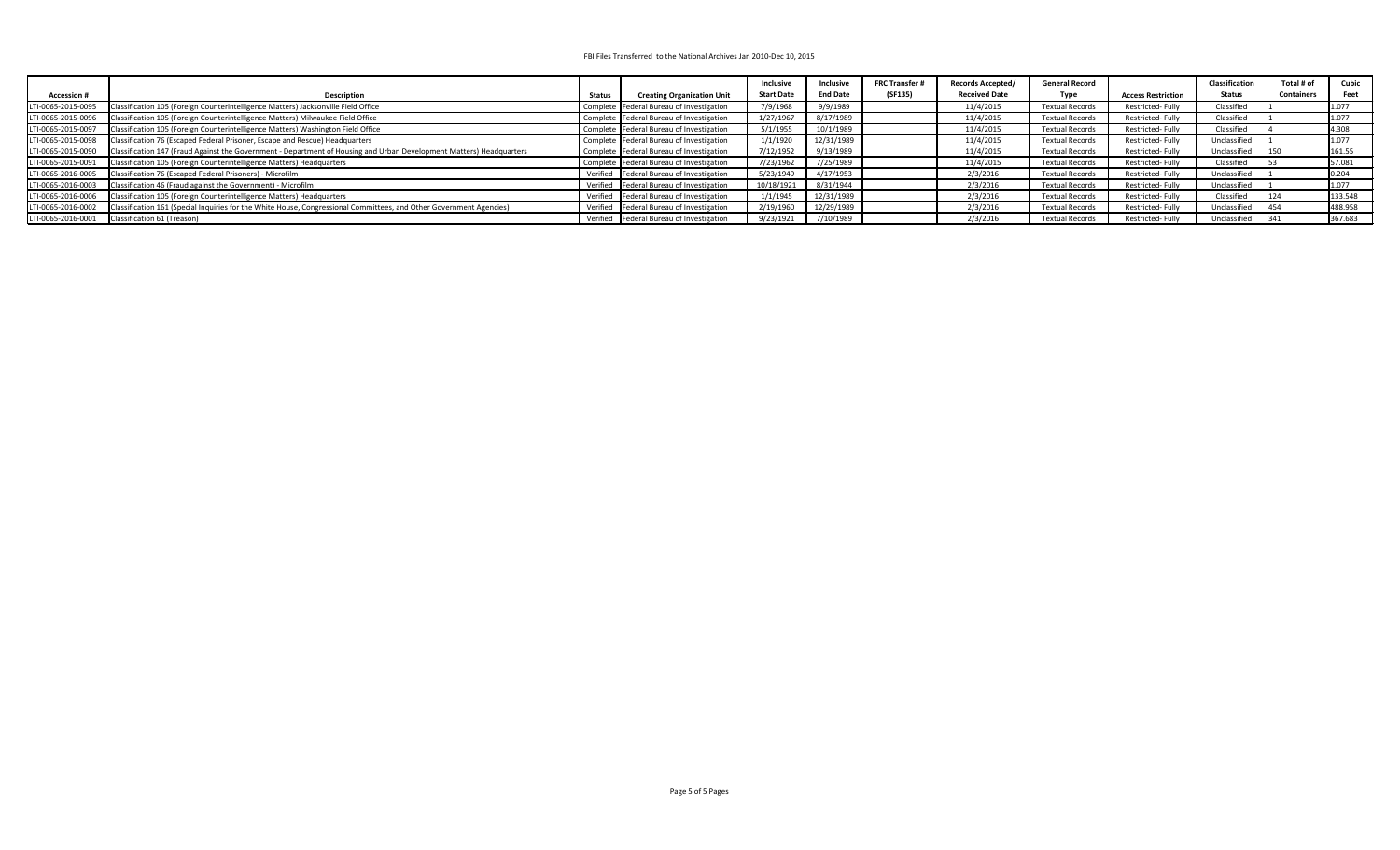FBI Files Transferred to the National Archives Jan 2010-Dec 10, 2015

| Accession # | Description | Status | Creating Organization Unit | Inclusive Start Date | Inclusive End Date | FRC Transfer # (SF135) | Records Accepted/ Received Date | General Record Type | Access Restriction | Classification Status | Total # of Containers | Cubic Feet |
|---|---|---|---|---|---|---|---|---|---|---|---|---|
| LTI-0065-2015-0095 | Classification 105 (Foreign Counterintelligence Matters) Jacksonville Field Office | Complete | Federal Bureau of Investigation | 7/9/1968 | 9/9/1989 | | 11/4/2015 | Textual Records | Restricted- Fully | Classified | 1 | 1.077 |
| LTI-0065-2015-0096 | Classification 105 (Foreign Counterintelligence Matters) Milwaukee Field Office | Complete | Federal Bureau of Investigation | 1/27/1967 | 8/17/1989 | | 11/4/2015 | Textual Records | Restricted- Fully | Classified | 1 | 1.077 |
| LTI-0065-2015-0097 | Classification 105 (Foreign Counterintelligence Matters) Washington Field Office | Complete | Federal Bureau of Investigation | 5/1/1955 | 10/1/1989 | | 11/4/2015 | Textual Records | Restricted- Fully | Classified | 4 | 4.308 |
| LTI-0065-2015-0098 | Classification 76 (Escaped Federal Prisoner, Escape and Rescue) Headquarters | Complete | Federal Bureau of Investigation | 1/1/1920 | 12/31/1989 | | 11/4/2015 | Textual Records | Restricted- Fully | Unclassified | 1 | 1.077 |
| LTI-0065-2015-0090 | Classification 147 (Fraud Against the Government - Department of Housing and Urban Development Matters) Headquarters | Complete | Federal Bureau of Investigation | 7/12/1952 | 9/13/1989 | | 11/4/2015 | Textual Records | Restricted- Fully | Unclassified | 150 | 161.55 |
| LTI-0065-2015-0091 | Classification 105 (Foreign Counterintelligence Matters) Headquarters | Complete | Federal Bureau of Investigation | 7/23/1962 | 7/25/1989 | | 11/4/2015 | Textual Records | Restricted- Fully | Classified | 53 | 57.081 |
| LTI-0065-2016-0005 | Classification 76 (Escaped Federal Prisoners) - Microfilm | Verified | Federal Bureau of Investigation | 5/23/1949 | 4/17/1953 | | 2/3/2016 | Textual Records | Restricted- Fully | Unclassified | 1 | 0.204 |
| LTI-0065-2016-0003 | Classification 46 (Fraud against the Government) - Microfilm | Verified | Federal Bureau of Investigation | 10/18/1921 | 8/31/1944 | | 2/3/2016 | Textual Records | Restricted- Fully | Unclassified | 1 | 1.077 |
| LTI-0065-2016-0006 | Classification 105 (Foreign Counterintelligence Matters) Headquarters | Verified | Federal Bureau of Investigation | 1/1/1945 | 12/31/1989 | | 2/3/2016 | Textual Records | Restricted- Fully | Classified | 124 | 133.548 |
| LTI-0065-2016-0002 | Classification 161 (Special Inquiries for the White House, Congressional Committees, and Other Government Agencies) | Verified | Federal Bureau of Investigation | 2/19/1960 | 12/29/1989 | | 2/3/2016 | Textual Records | Restricted- Fully | Unclassified | 454 | 488.958 |
| LTI-0065-2016-0001 | Classification 61 (Treason) | Verified | Federal Bureau of Investigation | 9/23/1921 | 7/10/1989 | | 2/3/2016 | Textual Records | Restricted- Fully | Unclassified | 341 | 367.683 |